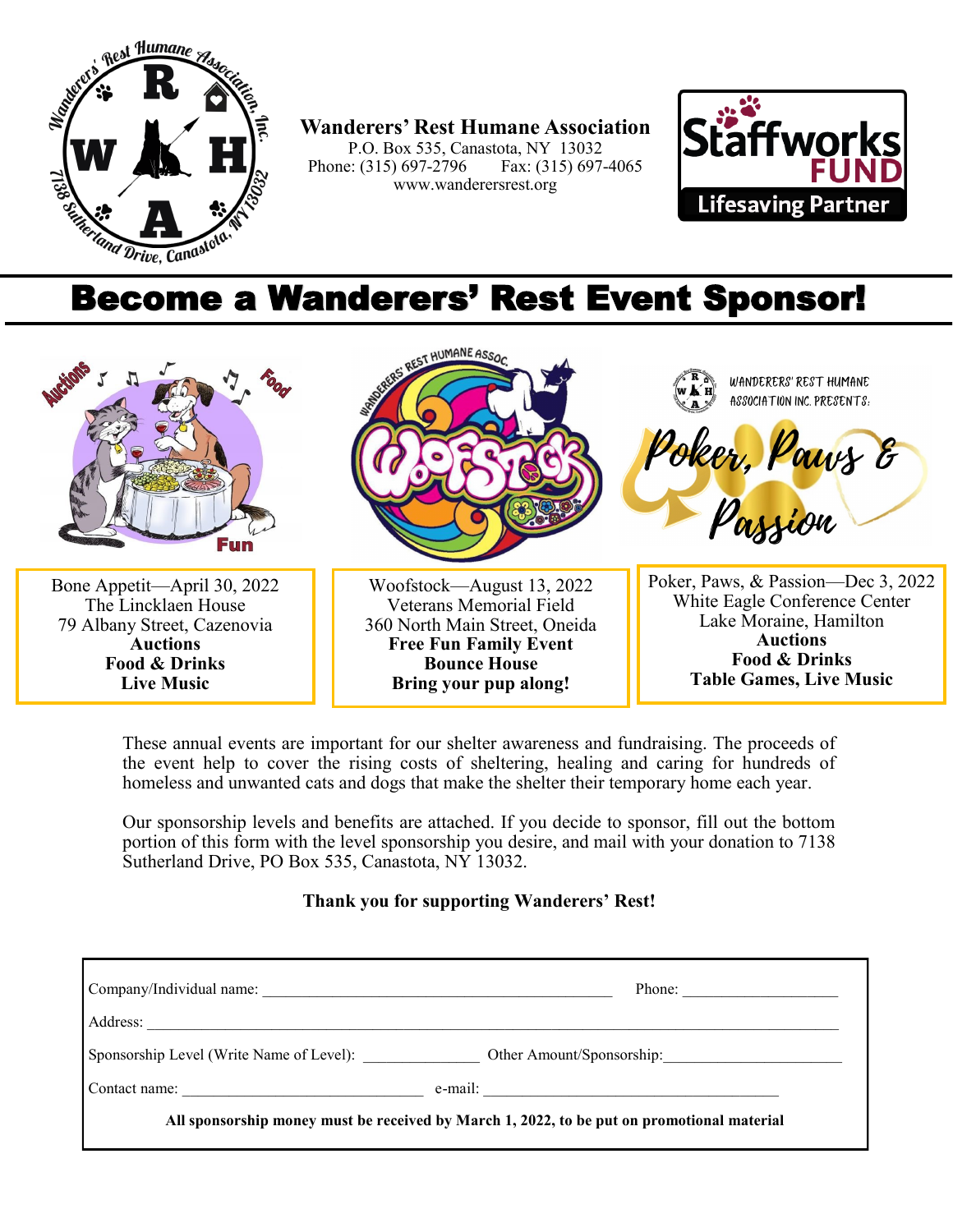**Wanderers' Rest Humane Association**
P.O. Box 535, Canastota, NY 13032
Phone: (315) 697-2796 Fax: (315) 697-4065
www.wanderersrest.org

# Become a Wanderers' Rest Event Sponsor!

| Bone Appetit—April 30, 2022<br>The Lincklaen House<br>79 Albany Street, Cazenovia<br>**Auctions**<br>**Food & Drinks**<br>**Live Music** | Woofstock—August 13, 2022<br>Veterans Memorial Field<br>360 North Main Street, Oneida<br>**Free Fun Family Event**<br>**Bounce House**<br>**Bring your pup along!** | Poker, Paws, & Passion—Dec 3, 2022<br>White Eagle Conference Center<br>Lake Moraine, Hamilton<br>**Auctions**<br>**Food & Drinks**<br>**Table Games, Live Music** |
|---|---|---|

These annual events are important for our shelter awareness and fundraising. The proceeds of the event help to cover the rising costs of sheltering, healing and caring for hundreds of homeless and unwanted cats and dogs that make the shelter their temporary home each year.

Our sponsorship levels and benefits are attached. If you decide to sponsor, fill out the bottom portion of this form with the level sponsorship you desire, and mail with your donation to 7138 Sutherland Drive, PO Box 535, Canastota, NY 13032.

**Thank you for supporting Wanderers' Rest!**

Company/Individual name: ____________________ Phone: ____________

Address: ________________________________________

Sponsorship Level (Write Name of Level): ____________ Other Amount/Sponsorship: ____________

Contact name: ____________________ e-mail: ____________________

**All sponsorship money must be received by March 1, 2022, to be put on promotional material**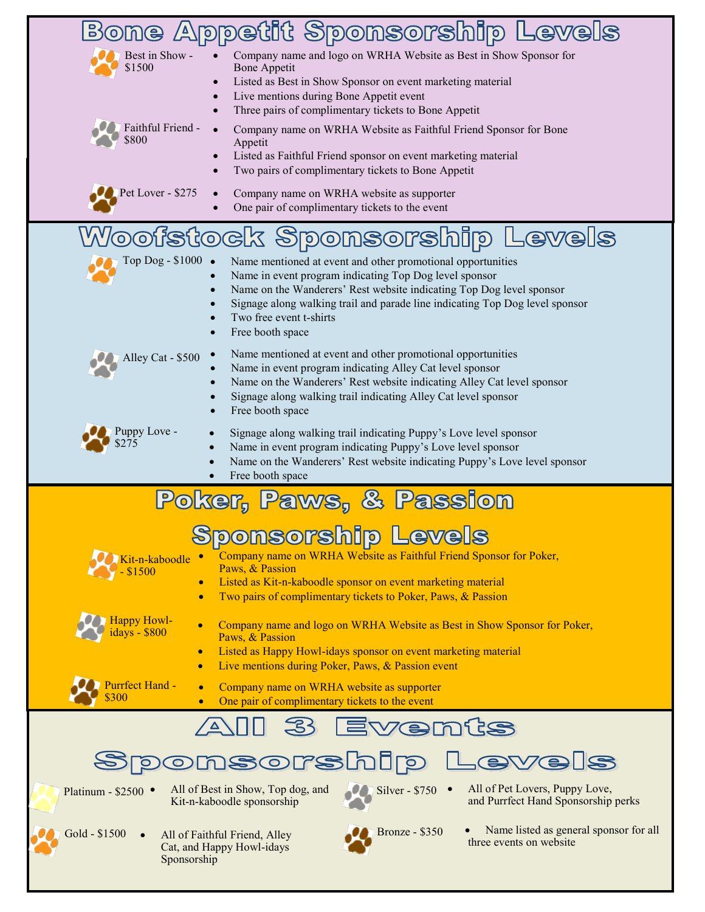# Bone Appetit Sponsorship Levels

**Best in Show - $1500**

- Company name and logo on WRHA Website as Best in Show Sponsor for Bone Appetit
- Listed as Best in Show Sponsor on event marketing material
- Live mentions during Bone Appetit event
- Three pairs of complimentary tickets to Bone Appetit

**Faithful Friend - $800**

- Company name on WRHA Website as Faithful Friend Sponsor for Bone Appetit
- Listed as Faithful Friend sponsor on event marketing material
- Two pairs of complimentary tickets to Bone Appetit

**Pet Lover - $275**

- Company name on WRHA website as supporter
- One pair of complimentary tickets to the event

# Woofstock Sponsorship Levels

**Top Dog - $1000**

- Name mentioned at event and other promotional opportunities
- Name in event program indicating Top Dog level sponsor
- Name on the Wanderers' Rest website indicating Top Dog level sponsor
- Signage along walking trail and parade line indicating Top Dog level sponsor
- Two free event t-shirts
- Free booth space

**Alley Cat - $500**

- Name mentioned at event and other promotional opportunities
- Name in event program indicating Alley Cat level sponsor
- Name on the Wanderers' Rest website indicating Alley Cat level sponsor
- Signage along walking trail indicating Alley Cat level sponsor
- Free booth space

**Puppy Love - $275**

- Signage along walking trail indicating Puppy's Love level sponsor
- Name in event program indicating Puppy's Love level sponsor
- Name on the Wanderers' Rest website indicating Puppy's Love level sponsor
- Free booth space

# Poker, Paws, & Passion Sponsorship Levels

**Kit-n-kaboodle - $1500**

- Company name on WRHA Website as Faithful Friend Sponsor for Poker, Paws, & Passion
- Listed as Kit-n-kaboodle sponsor on event marketing material
- Two pairs of complimentary tickets to Poker, Paws, & Passion

**Happy Howl-idays - $800**

- Company name and logo on WRHA Website as Best in Show Sponsor for Poker, Paws, & Passion
- Listed as Happy Howl-idays sponsor on event marketing material
- Live mentions during Poker, Paws, & Passion event

**Purrfect Hand - $300**

- Company name on WRHA website as supporter
- One pair of complimentary tickets to the event

# All 3 Events Sponsorship Levels

**Platinum - $2500**

- All of Best in Show, Top dog, and Kit-n-kaboodle sponsorship

**Gold - $1500**

- All of Faithful Friend, Alley Cat, and Happy Howl-idays Sponsorship

**Silver - $750**

- All of Pet Lovers, Puppy Love, and Purrfect Hand Sponsorship perks

**Bronze - $350**

- Name listed as general sponsor for all three events on website